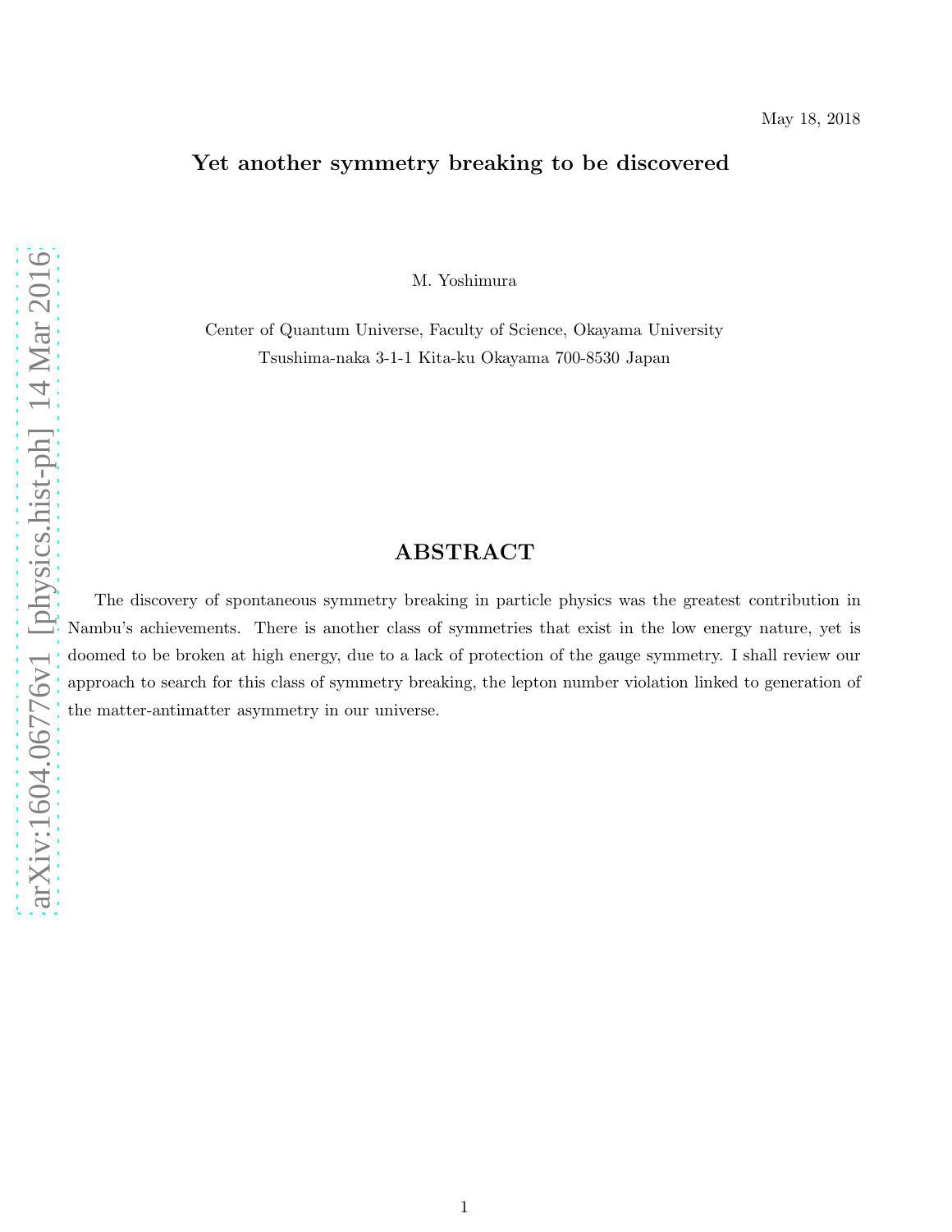May 18, 2018

# Yet another symmetry breaking to be discovered

M. Yoshimura

Center of Quantum Universe, Faculty of Science, Okayama University
Tsushima-naka 3-1-1 Kita-ku Okayama 700-8530 Japan

## ABSTRACT

The discovery of spontaneous symmetry breaking in particle physics was the greatest contribution in Nambu's achievements. There is another class of symmetries that exist in the low energy nature, yet is doomed to be broken at high energy, due to a lack of protection of the gauge symmetry. I shall review our approach to search for this class of symmetry breaking, the lepton number violation linked to generation of the matter-antimatter asymmetry in our universe.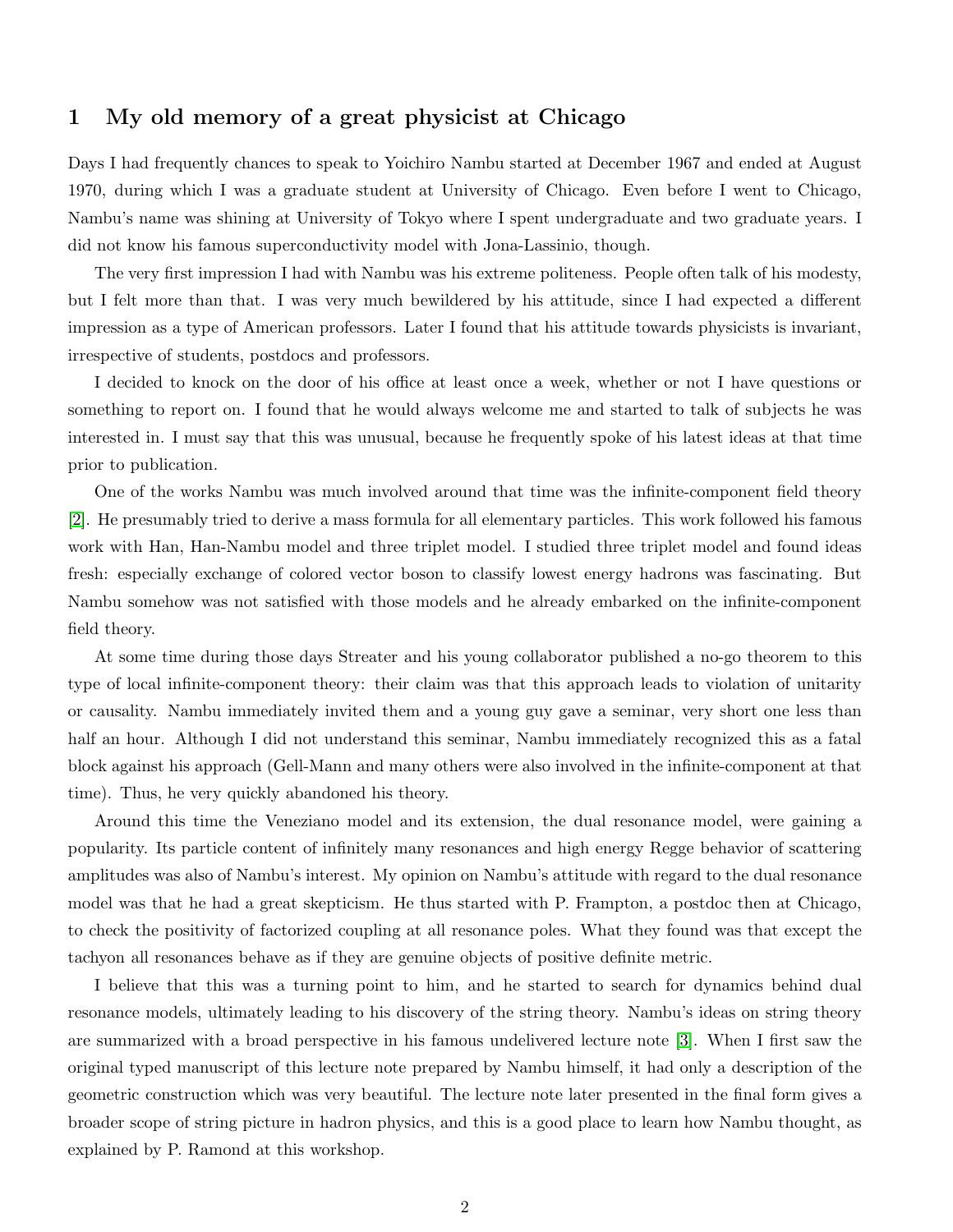## 1 My old memory of a great physicist at Chicago

Days I had frequently chances to speak to Yoichiro Nambu started at December 1967 and ended at August 1970, during which I was a graduate student at University of Chicago. Even before I went to Chicago, Nambu's name was shining at University of Tokyo where I spent undergraduate and two graduate years. I did not know his famous superconductivity model with Jona-Lassinio, though.

The very first impression I had with Nambu was his extreme politeness. People often talk of his modesty, but I felt more than that. I was very much bewildered by his attitude, since I had expected a different impression as a type of American professors. Later I found that his attitude towards physicists is invariant, irrespective of students, postdocs and professors.

I decided to knock on the door of his office at least once a week, whether or not I have questions or something to report on. I found that he would always welcome me and started to talk of subjects he was interested in. I must say that this was unusual, because he frequently spoke of his latest ideas at that time prior to publication.

One of the works Nambu was much involved around that time was the infinite-component field theory [2]. He presumably tried to derive a mass formula for all elementary particles. This work followed his famous work with Han, Han-Nambu model and three triplet model. I studied three triplet model and found ideas fresh: especially exchange of colored vector boson to classify lowest energy hadrons was fascinating. But Nambu somehow was not satisfied with those models and he already embarked on the infinite-component field theory.

At some time during those days Streater and his young collaborator published a no-go theorem to this type of local infinite-component theory: their claim was that this approach leads to violation of unitarity or causality. Nambu immediately invited them and a young guy gave a seminar, very short one less than half an hour. Although I did not understand this seminar, Nambu immediately recognized this as a fatal block against his approach (Gell-Mann and many others were also involved in the infinite-component at that time). Thus, he very quickly abandoned his theory.

Around this time the Veneziano model and its extension, the dual resonance model, were gaining a popularity. Its particle content of infinitely many resonances and high energy Regge behavior of scattering amplitudes was also of Nambu's interest. My opinion on Nambu's attitude with regard to the dual resonance model was that he had a great skepticism. He thus started with P. Frampton, a postdoc then at Chicago, to check the positivity of factorized coupling at all resonance poles. What they found was that except the tachyon all resonances behave as if they are genuine objects of positive definite metric.

I believe that this was a turning point to him, and he started to search for dynamics behind dual resonance models, ultimately leading to his discovery of the string theory. Nambu's ideas on string theory are summarized with a broad perspective in his famous undelivered lecture note [3]. When I first saw the original typed manuscript of this lecture note prepared by Nambu himself, it had only a description of the geometric construction which was very beautiful. The lecture note later presented in the final form gives a broader scope of string picture in hadron physics, and this is a good place to learn how Nambu thought, as explained by P. Ramond at this workshop.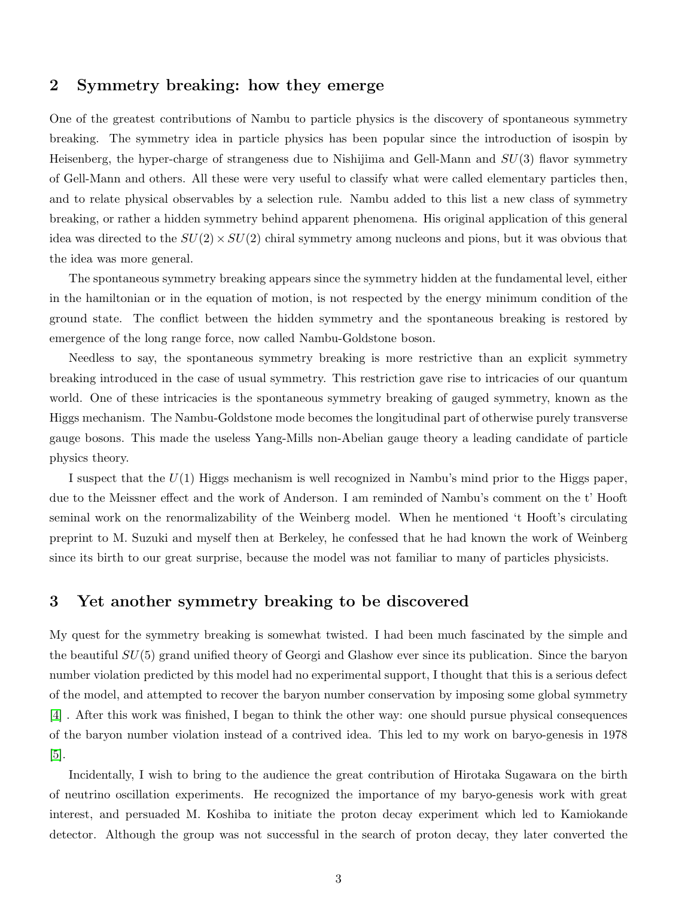## 2 Symmetry breaking: how they emerge

One of the greatest contributions of Nambu to particle physics is the discovery of spontaneous symmetry breaking. The symmetry idea in particle physics has been popular since the introduction of isospin by Heisenberg, the hyper-charge of strangeness due to Nishijima and Gell-Mann and $SU(3)$ flavor symmetry of Gell-Mann and others. All these were very useful to classify what were called elementary particles then, and to relate physical observables by a selection rule. Nambu added to this list a new class of symmetry breaking, or rather a hidden symmetry behind apparent phenomena. His original application of this general idea was directed to the $SU(2) \times SU(2)$ chiral symmetry among nucleons and pions, but it was obvious that the idea was more general.

The spontaneous symmetry breaking appears since the symmetry hidden at the fundamental level, either in the hamiltonian or in the equation of motion, is not respected by the energy minimum condition of the ground state. The conflict between the hidden symmetry and the spontaneous breaking is restored by emergence of the long range force, now called Nambu-Goldstone boson.

Needless to say, the spontaneous symmetry breaking is more restrictive than an explicit symmetry breaking introduced in the case of usual symmetry. This restriction gave rise to intricacies of our quantum world. One of these intricacies is the spontaneous symmetry breaking of gauged symmetry, known as the Higgs mechanism. The Nambu-Goldstone mode becomes the longitudinal part of otherwise purely transverse gauge bosons. This made the useless Yang-Mills non-Abelian gauge theory a leading candidate of particle physics theory.

I suspect that the $U(1)$ Higgs mechanism is well recognized in Nambu's mind prior to the Higgs paper, due to the Meissner effect and the work of Anderson. I am reminded of Nambu's comment on the t' Hooft seminal work on the renormalizability of the Weinberg model. When he mentioned 't Hooft's circulating preprint to M. Suzuki and myself then at Berkeley, he confessed that he had known the work of Weinberg since its birth to our great surprise, because the model was not familiar to many of particles physicists.

## 3 Yet another symmetry breaking to be discovered

My quest for the symmetry breaking is somewhat twisted. I had been much fascinated by the simple and the beautiful $SU(5)$ grand unified theory of Georgi and Glashow ever since its publication. Since the baryon number violation predicted by this model had no experimental support, I thought that this is a serious defect of the model, and attempted to recover the baryon number conservation by imposing some global symmetry [4] . After this work was finished, I began to think the other way: one should pursue physical consequences of the baryon number violation instead of a contrived idea. This led to my work on baryo-genesis in 1978 [5].

Incidentally, I wish to bring to the audience the great contribution of Hirotaka Sugawara on the birth of neutrino oscillation experiments. He recognized the importance of my baryo-genesis work with great interest, and persuaded M. Koshiba to initiate the proton decay experiment which led to Kamiokande detector. Although the group was not successful in the search of proton decay, they later converted the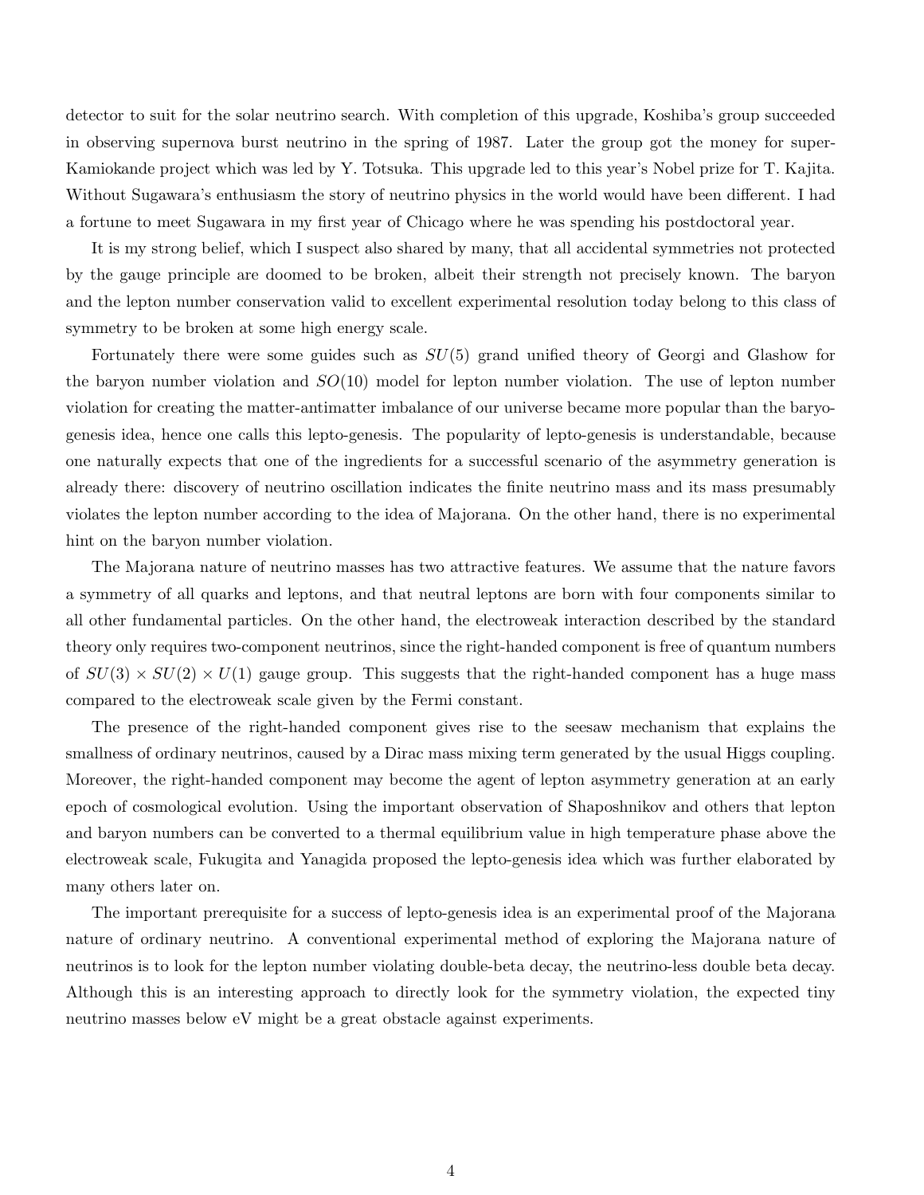detector to suit for the solar neutrino search. With completion of this upgrade, Koshiba's group succeeded in observing supernova burst neutrino in the spring of 1987. Later the group got the money for super-Kamiokande project which was led by Y. Totsuka. This upgrade led to this year's Nobel prize for T. Kajita. Without Sugawara's enthusiasm the story of neutrino physics in the world would have been different. I had a fortune to meet Sugawara in my first year of Chicago where he was spending his postdoctoral year.

It is my strong belief, which I suspect also shared by many, that all accidental symmetries not protected by the gauge principle are doomed to be broken, albeit their strength not precisely known. The baryon and the lepton number conservation valid to excellent experimental resolution today belong to this class of symmetry to be broken at some high energy scale.

Fortunately there were some guides such as $SU(5)$ grand unified theory of Georgi and Glashow for the baryon number violation and $SO(10)$ model for lepton number violation. The use of lepton number violation for creating the matter-antimatter imbalance of our universe became more popular than the baryo-genesis idea, hence one calls this lepto-genesis. The popularity of lepto-genesis is understandable, because one naturally expects that one of the ingredients for a successful scenario of the asymmetry generation is already there: discovery of neutrino oscillation indicates the finite neutrino mass and its mass presumably violates the lepton number according to the idea of Majorana. On the other hand, there is no experimental hint on the baryon number violation.

The Majorana nature of neutrino masses has two attractive features. We assume that the nature favors a symmetry of all quarks and leptons, and that neutral leptons are born with four components similar to all other fundamental particles. On the other hand, the electroweak interaction described by the standard theory only requires two-component neutrinos, since the right-handed component is free of quantum numbers of $SU(3) \times SU(2) \times U(1)$ gauge group. This suggests that the right-handed component has a huge mass compared to the electroweak scale given by the Fermi constant.

The presence of the right-handed component gives rise to the seesaw mechanism that explains the smallness of ordinary neutrinos, caused by a Dirac mass mixing term generated by the usual Higgs coupling. Moreover, the right-handed component may become the agent of lepton asymmetry generation at an early epoch of cosmological evolution. Using the important observation of Shaposhnikov and others that lepton and baryon numbers can be converted to a thermal equilibrium value in high temperature phase above the electroweak scale, Fukugita and Yanagida proposed the lepto-genesis idea which was further elaborated by many others later on.

The important prerequisite for a success of lepto-genesis idea is an experimental proof of the Majorana nature of ordinary neutrino. A conventional experimental method of exploring the Majorana nature of neutrinos is to look for the lepton number violating double-beta decay, the neutrino-less double beta decay. Although this is an interesting approach to directly look for the symmetry violation, the expected tiny neutrino masses below eV might be a great obstacle against experiments.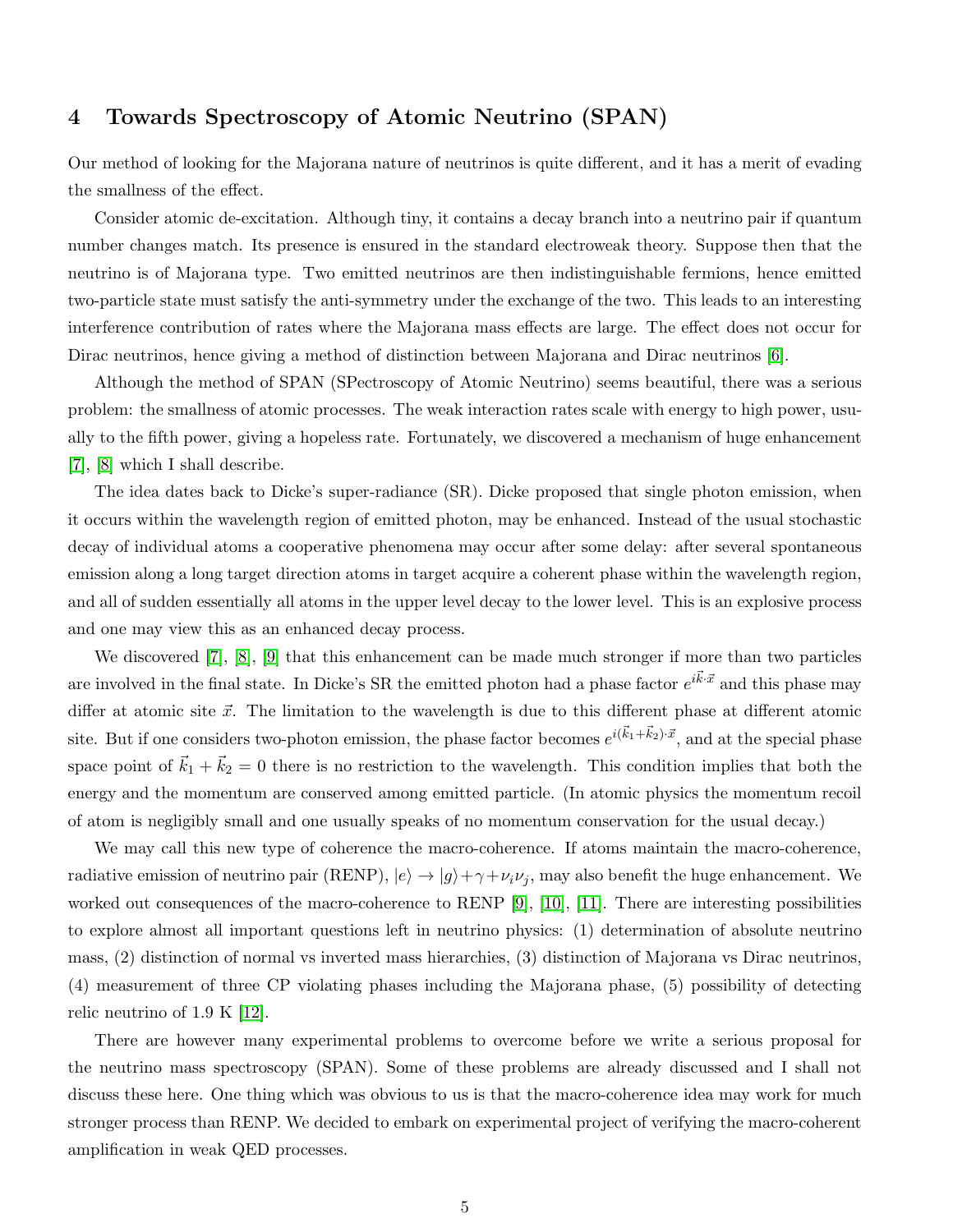## 4 Towards Spectroscopy of Atomic Neutrino (SPAN)

Our method of looking for the Majorana nature of neutrinos is quite different, and it has a merit of evading the smallness of the effect.

Consider atomic de-excitation. Although tiny, it contains a decay branch into a neutrino pair if quantum number changes match. Its presence is ensured in the standard electroweak theory. Suppose then that the neutrino is of Majorana type. Two emitted neutrinos are then indistinguishable fermions, hence emitted two-particle state must satisfy the anti-symmetry under the exchange of the two. This leads to an interesting interference contribution of rates where the Majorana mass effects are large. The effect does not occur for Dirac neutrinos, hence giving a method of distinction between Majorana and Dirac neutrinos [6].

Although the method of SPAN (SPectroscopy of Atomic Neutrino) seems beautiful, there was a serious problem: the smallness of atomic processes. The weak interaction rates scale with energy to high power, usually to the fifth power, giving a hopeless rate. Fortunately, we discovered a mechanism of huge enhancement [7], [8] which I shall describe.

The idea dates back to Dicke's super-radiance (SR). Dicke proposed that single photon emission, when it occurs within the wavelength region of emitted photon, may be enhanced. Instead of the usual stochastic decay of individual atoms a cooperative phenomena may occur after some delay: after several spontaneous emission along a long target direction atoms in target acquire a coherent phase within the wavelength region, and all of sudden essentially all atoms in the upper level decay to the lower level. This is an explosive process and one may view this as an enhanced decay process.

We discovered [7], [8], [9] that this enhancement can be made much stronger if more than two particles are involved in the final state. In Dicke's SR the emitted photon had a phase factor $e^{i\vec{k}\cdot\vec{x}}$ and this phase may differ at atomic site $\vec{x}$. The limitation to the wavelength is due to this different phase at different atomic site. But if one considers two-photon emission, the phase factor becomes $e^{i(\vec{k}_1+\vec{k}_2)\cdot\vec{x}}$, and at the special phase space point of $\vec{k}_1+\vec{k}_2 = 0$ there is no restriction to the wavelength. This condition implies that both the energy and the momentum are conserved among emitted particle. (In atomic physics the momentum recoil of atom is negligibly small and one usually speaks of no momentum conservation for the usual decay.)

We may call this new type of coherence the macro-coherence. If atoms maintain the macro-coherence, radiative emission of neutrino pair (RENP), $|e\rangle \to |g\rangle + \gamma + \nu_i \nu_j$, may also benefit the huge enhancement. We worked out consequences of the macro-coherence to RENP [9], [10], [11]. There are interesting possibilities to explore almost all important questions left in neutrino physics: (1) determination of absolute neutrino mass, (2) distinction of normal vs inverted mass hierarchies, (3) distinction of Majorana vs Dirac neutrinos, (4) measurement of three CP violating phases including the Majorana phase, (5) possibility of detecting relic neutrino of 1.9 K [12].

There are however many experimental problems to overcome before we write a serious proposal for the neutrino mass spectroscopy (SPAN). Some of these problems are already discussed and I shall not discuss these here. One thing which was obvious to us is that the macro-coherence idea may work for much stronger process than RENP. We decided to embark on experimental project of verifying the macro-coherent amplification in weak QED processes.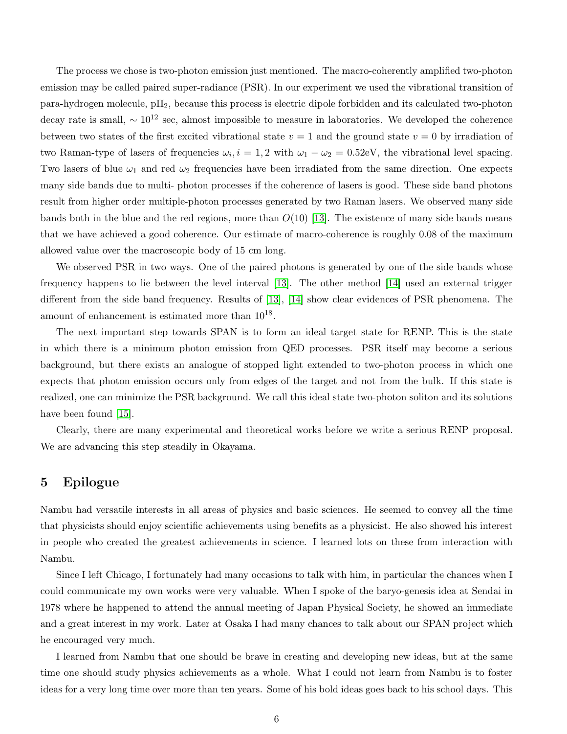The process we chose is two-photon emission just mentioned. The macro-coherently amplified two-photon emission may be called paired super-radiance (PSR). In our experiment we used the vibrational transition of para-hydrogen molecule, $pH_2$, because this process is electric dipole forbidden and its calculated two-photon decay rate is small, $\sim 10^{12}$ sec, almost impossible to measure in laboratories. We developed the coherence between two states of the first excited vibrational state $v = 1$ and the ground state $v = 0$ by irradiation of two Raman-type of lasers of frequencies $\omega_i, i = 1, 2$ with $\omega_1 - \omega_2 = 0.52$eV, the vibrational level spacing. Two lasers of blue $\omega_1$ and red $\omega_2$ frequencies have been irradiated from the same direction. One expects many side bands due to multi- photon processes if the coherence of lasers is good. These side band photons result from higher order multiple-photon processes generated by two Raman lasers. We observed many side bands both in the blue and the red regions, more than $O(10)$ [13]. The existence of many side bands means that we have achieved a good coherence. Our estimate of macro-coherence is roughly 0.08 of the maximum allowed value over the macroscopic body of 15 cm long.

We observed PSR in two ways. One of the paired photons is generated by one of the side bands whose frequency happens to lie between the level interval [13]. The other method [14] used an external trigger different from the side band frequency. Results of [13], [14] show clear evidences of PSR phenomena. The amount of enhancement is estimated more than $10^{18}$.

The next important step towards SPAN is to form an ideal target state for RENP. This is the state in which there is a minimum photon emission from QED processes. PSR itself may become a serious background, but there exists an analogue of stopped light extended to two-photon process in which one expects that photon emission occurs only from edges of the target and not from the bulk. If this state is realized, one can minimize the PSR background. We call this ideal state two-photon soliton and its solutions have been found [15].

Clearly, there are many experimental and theoretical works before we write a serious RENP proposal. We are advancing this step steadily in Okayama.

## 5 Epilogue

Nambu had versatile interests in all areas of physics and basic sciences. He seemed to convey all the time that physicists should enjoy scientific achievements using benefits as a physicist. He also showed his interest in people who created the greatest achievements in science. I learned lots on these from interaction with Nambu.

Since I left Chicago, I fortunately had many occasions to talk with him, in particular the chances when I could communicate my own works were very valuable. When I spoke of the baryo-genesis idea at Sendai in 1978 where he happened to attend the annual meeting of Japan Physical Society, he showed an immediate and a great interest in my work. Later at Osaka I had many chances to talk about our SPAN project which he encouraged very much.

I learned from Nambu that one should be brave in creating and developing new ideas, but at the same time one should study physics achievements as a whole. What I could not learn from Nambu is to foster ideas for a very long time over more than ten years. Some of his bold ideas goes back to his school days. This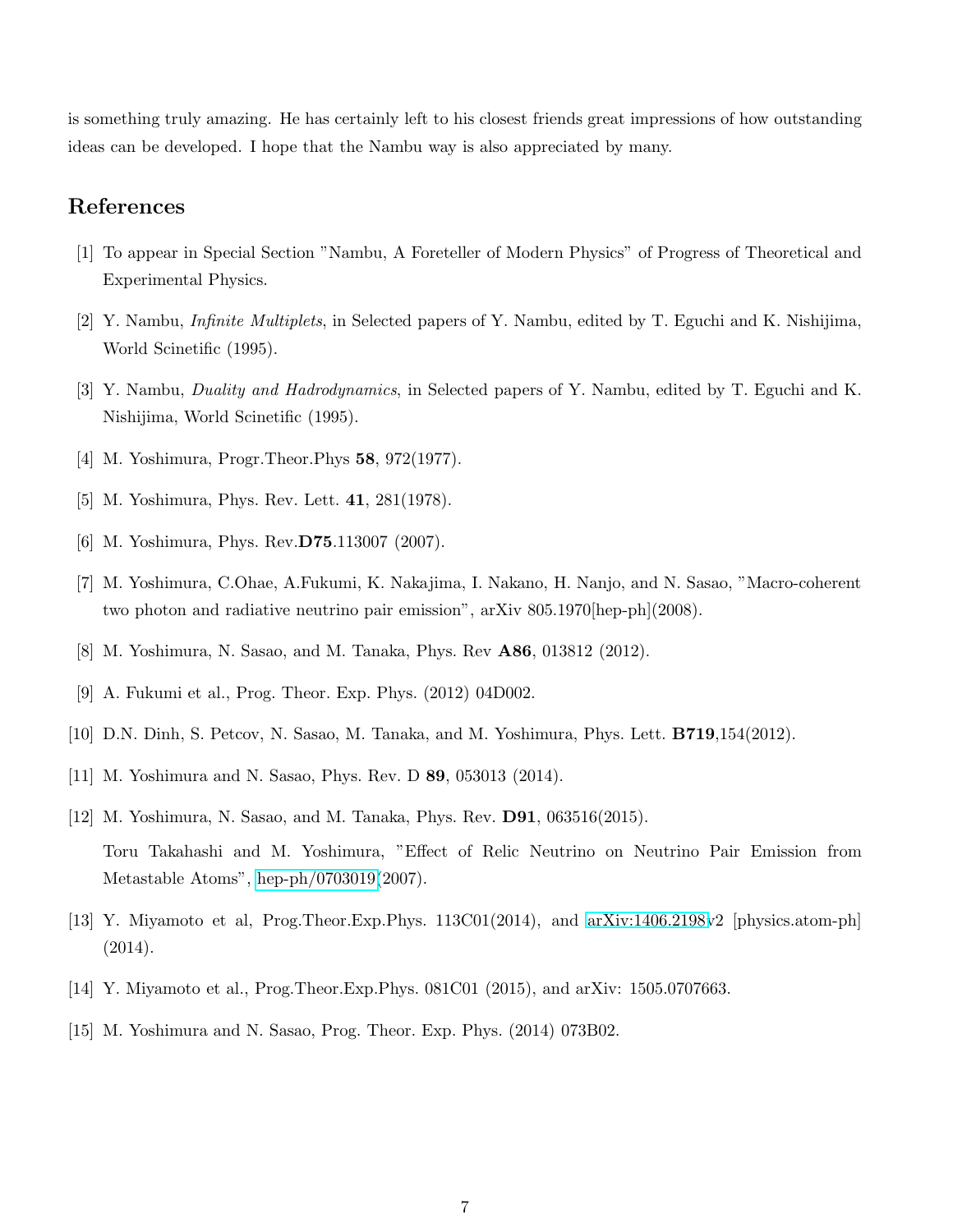is something truly amazing. He has certainly left to his closest friends great impressions of how outstanding ideas can be developed. I hope that the Nambu way is also appreciated by many.

## References

[1] To appear in Special Section "Nambu, A Foreteller of Modern Physics" of Progress of Theoretical and Experimental Physics.

[2] Y. Nambu, *Infinite Multiplets*, in Selected papers of Y. Nambu, edited by T. Eguchi and K. Nishijima, World Scinetific (1995).

[3] Y. Nambu, *Duality and Hadrodynamics*, in Selected papers of Y. Nambu, edited by T. Eguchi and K. Nishijima, World Scinetific (1995).

[4] M. Yoshimura, Progr.Theor.Phys **58**, 972(1977).

[5] M. Yoshimura, Phys. Rev. Lett. **41**, 281(1978).

[6] M. Yoshimura, Phys. Rev.**D75**.113007 (2007).

[7] M. Yoshimura, C.Ohae, A.Fukumi, K. Nakajima, I. Nakano, H. Nanjo, and N. Sasao, "Macro-coherent two photon and radiative neutrino pair emission", arXiv 805.1970[hep-ph](2008).

[8] M. Yoshimura, N. Sasao, and M. Tanaka, Phys. Rev **A86**, 013812 (2012).

[9] A. Fukumi et al., Prog. Theor. Exp. Phys. (2012) 04D002.

[10] D.N. Dinh, S. Petcov, N. Sasao, M. Tanaka, and M. Yoshimura, Phys. Lett. **B719**,154(2012).

[11] M. Yoshimura and N. Sasao, Phys. Rev. D **89**, 053013 (2014).

[12] M. Yoshimura, N. Sasao, and M. Tanaka, Phys. Rev. **D91**, 063516(2015).
Toru Takahashi and M. Yoshimura, "Effect of Relic Neutrino on Neutrino Pair Emission from Metastable Atoms", hep-ph/0703019(2007).

[13] Y. Miyamoto et al, Prog.Theor.Exp.Phys. 113C01(2014), and arXiv:1406.2198v2 [physics.atom-ph] (2014).

[14] Y. Miyamoto et al., Prog.Theor.Exp.Phys. 081C01 (2015), and arXiv: 1505.0707663.

[15] M. Yoshimura and N. Sasao, Prog. Theor. Exp. Phys. (2014) 073B02.